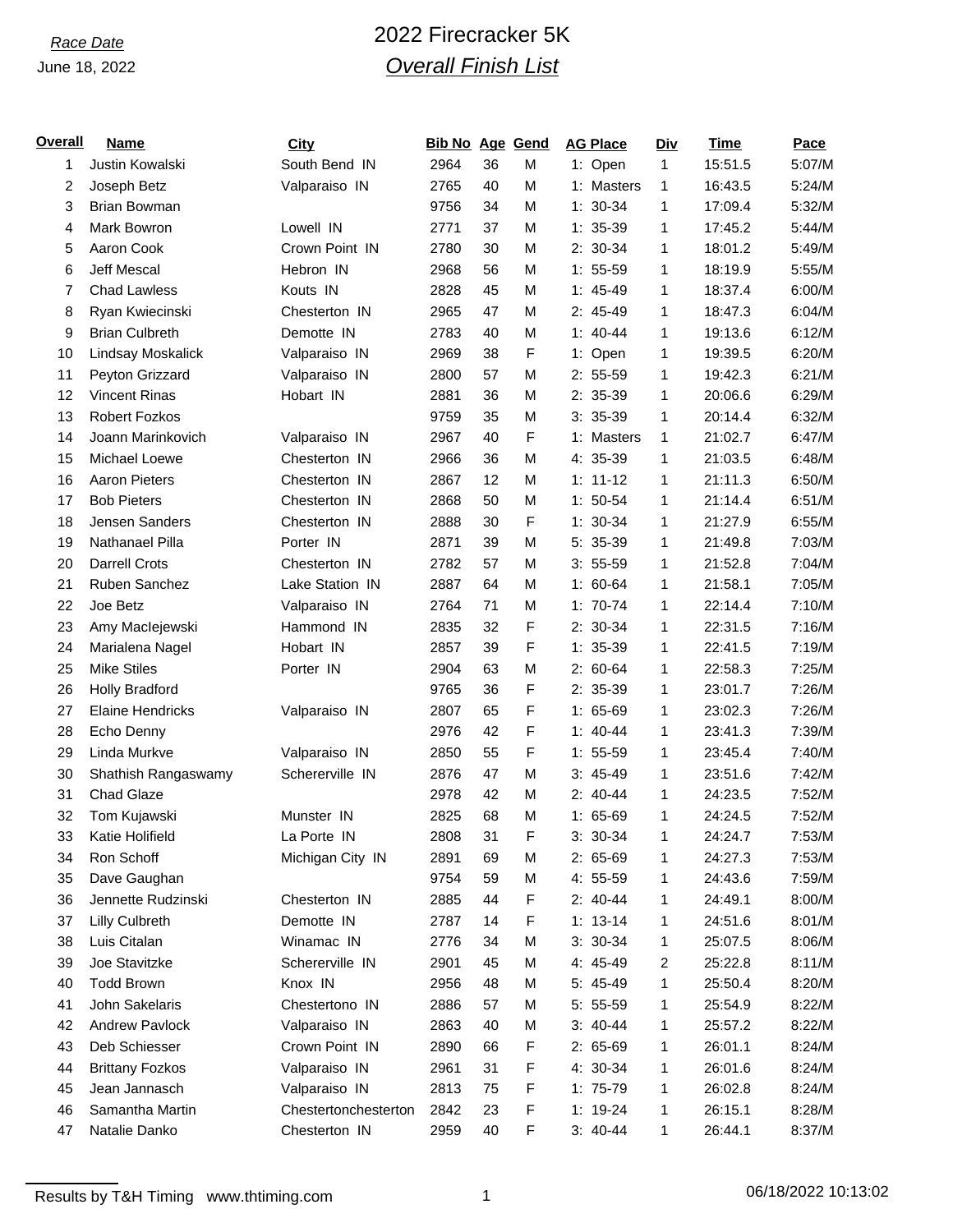*Race Date*

June 18, 2022

# 2022 Firecracker 5K

## *Overall Finish List*

| Overall | Name | City | Bib No | Age | Gend | AG Place | Div | Time | Pace |
|---|---|---|---|---|---|---|---|---|---|
| 1 | Justin Kowalski | South Bend IN | 2964 | 36 | M | 1: Open | 1 | 15:51.5 | 5:07/M |
| 2 | Joseph Betz | Valparaiso IN | 2765 | 40 | M | 1: Masters | 1 | 16:43.5 | 5:24/M |
| 3 | Brian Bowman | | 9756 | 34 | M | 1: 30-34 | 1 | 17:09.4 | 5:32/M |
| 4 | Mark Bowron | Lowell IN | 2771 | 37 | M | 1: 35-39 | 1 | 17:45.2 | 5:44/M |
| 5 | Aaron Cook | Crown Point IN | 2780 | 30 | M | 2: 30-34 | 1 | 18:01.2 | 5:49/M |
| 6 | Jeff Mescal | Hebron IN | 2968 | 56 | M | 1: 55-59 | 1 | 18:19.9 | 5:55/M |
| 7 | Chad Lawless | Kouts IN | 2828 | 45 | M | 1: 45-49 | 1 | 18:37.4 | 6:00/M |
| 8 | Ryan Kwiecinski | Chesterton IN | 2965 | 47 | M | 2: 45-49 | 1 | 18:47.3 | 6:04/M |
| 9 | Brian Culbreth | Demotte IN | 2783 | 40 | M | 1: 40-44 | 1 | 19:13.6 | 6:12/M |
| 10 | Lindsay Moskalick | Valparaiso IN | 2969 | 38 | F | 1: Open | 1 | 19:39.5 | 6:20/M |
| 11 | Peyton Grizzard | Valparaiso IN | 2800 | 57 | M | 2: 55-59 | 1 | 19:42.3 | 6:21/M |
| 12 | Vincent Rinas | Hobart IN | 2881 | 36 | M | 2: 35-39 | 1 | 20:06.6 | 6:29/M |
| 13 | Robert Fozkos | | 9759 | 35 | M | 3: 35-39 | 1 | 20:14.4 | 6:32/M |
| 14 | Joann Marinkovich | Valparaiso IN | 2967 | 40 | F | 1: Masters | 1 | 21:02.7 | 6:47/M |
| 15 | Michael Loewe | Chesterton IN | 2966 | 36 | M | 4: 35-39 | 1 | 21:03.5 | 6:48/M |
| 16 | Aaron Pieters | Chesterton IN | 2867 | 12 | M | 1: 11-12 | 1 | 21:11.3 | 6:50/M |
| 17 | Bob Pieters | Chesterton IN | 2868 | 50 | M | 1: 50-54 | 1 | 21:14.4 | 6:51/M |
| 18 | Jensen Sanders | Chesterton IN | 2888 | 30 | F | 1: 30-34 | 1 | 21:27.9 | 6:55/M |
| 19 | Nathanael Pilla | Porter IN | 2871 | 39 | M | 5: 35-39 | 1 | 21:49.8 | 7:03/M |
| 20 | Darrell Crots | Chesterton IN | 2782 | 57 | M | 3: 55-59 | 1 | 21:52.8 | 7:04/M |
| 21 | Ruben Sanchez | Lake Station IN | 2887 | 64 | M | 1: 60-64 | 1 | 21:58.1 | 7:05/M |
| 22 | Joe Betz | Valparaiso IN | 2764 | 71 | M | 1: 70-74 | 1 | 22:14.4 | 7:10/M |
| 23 | Amy MacIejewski | Hammond IN | 2835 | 32 | F | 2: 30-34 | 1 | 22:31.5 | 7:16/M |
| 24 | Marialena Nagel | Hobart IN | 2857 | 39 | F | 1: 35-39 | 1 | 22:41.5 | 7:19/M |
| 25 | Mike Stiles | Porter IN | 2904 | 63 | M | 2: 60-64 | 1 | 22:58.3 | 7:25/M |
| 26 | Holly Bradford | | 9765 | 36 | F | 2: 35-39 | 1 | 23:01.7 | 7:26/M |
| 27 | Elaine Hendricks | Valparaiso IN | 2807 | 65 | F | 1: 65-69 | 1 | 23:02.3 | 7:26/M |
| 28 | Echo Denny | | 2976 | 42 | F | 1: 40-44 | 1 | 23:41.3 | 7:39/M |
| 29 | Linda Murkve | Valparaiso IN | 2850 | 55 | F | 1: 55-59 | 1 | 23:45.4 | 7:40/M |
| 30 | Shathish Rangaswamy | Schererville IN | 2876 | 47 | M | 3: 45-49 | 1 | 23:51.6 | 7:42/M |
| 31 | Chad Glaze | | 2978 | 42 | M | 2: 40-44 | 1 | 24:23.5 | 7:52/M |
| 32 | Tom Kujawski | Munster IN | 2825 | 68 | M | 1: 65-69 | 1 | 24:24.5 | 7:52/M |
| 33 | Katie Holifield | La Porte IN | 2808 | 31 | F | 3: 30-34 | 1 | 24:24.7 | 7:53/M |
| 34 | Ron Schoff | Michigan City IN | 2891 | 69 | M | 2: 65-69 | 1 | 24:27.3 | 7:53/M |
| 35 | Dave Gaughan | | 9754 | 59 | M | 4: 55-59 | 1 | 24:43.6 | 7:59/M |
| 36 | Jennette Rudzinski | Chesterton IN | 2885 | 44 | F | 2: 40-44 | 1 | 24:49.1 | 8:00/M |
| 37 | Lilly Culbreth | Demotte IN | 2787 | 14 | F | 1: 13-14 | 1 | 24:51.6 | 8:01/M |
| 38 | Luis Citalan | Winamac IN | 2776 | 34 | M | 3: 30-34 | 1 | 25:07.5 | 8:06/M |
| 39 | Joe Stavitzke | Schererville IN | 2901 | 45 | M | 4: 45-49 | 2 | 25:22.8 | 8:11/M |
| 40 | Todd Brown | Knox IN | 2956 | 48 | M | 5: 45-49 | 1 | 25:50.4 | 8:20/M |
| 41 | John Sakelaris | Chestertono IN | 2886 | 57 | M | 5: 55-59 | 1 | 25:54.9 | 8:22/M |
| 42 | Andrew Pavlock | Valparaiso IN | 2863 | 40 | M | 3: 40-44 | 1 | 25:57.2 | 8:22/M |
| 43 | Deb Schiesser | Crown Point IN | 2890 | 66 | F | 2: 65-69 | 1 | 26:01.1 | 8:24/M |
| 44 | Brittany Fozkos | Valparaiso IN | 2961 | 31 | F | 4: 30-34 | 1 | 26:01.6 | 8:24/M |
| 45 | Jean Jannasch | Valparaiso IN | 2813 | 75 | F | 1: 75-79 | 1 | 26:02.8 | 8:24/M |
| 46 | Samantha Martin | Chestertonchesterton | 2842 | 23 | F | 1: 19-24 | 1 | 26:15.1 | 8:28/M |
| 47 | Natalie Danko | Chesterton IN | 2959 | 40 | F | 3: 40-44 | 1 | 26:44.1 | 8:37/M |

Results by T&H Timing www.thtiming.com

06/18/2022 10:13:02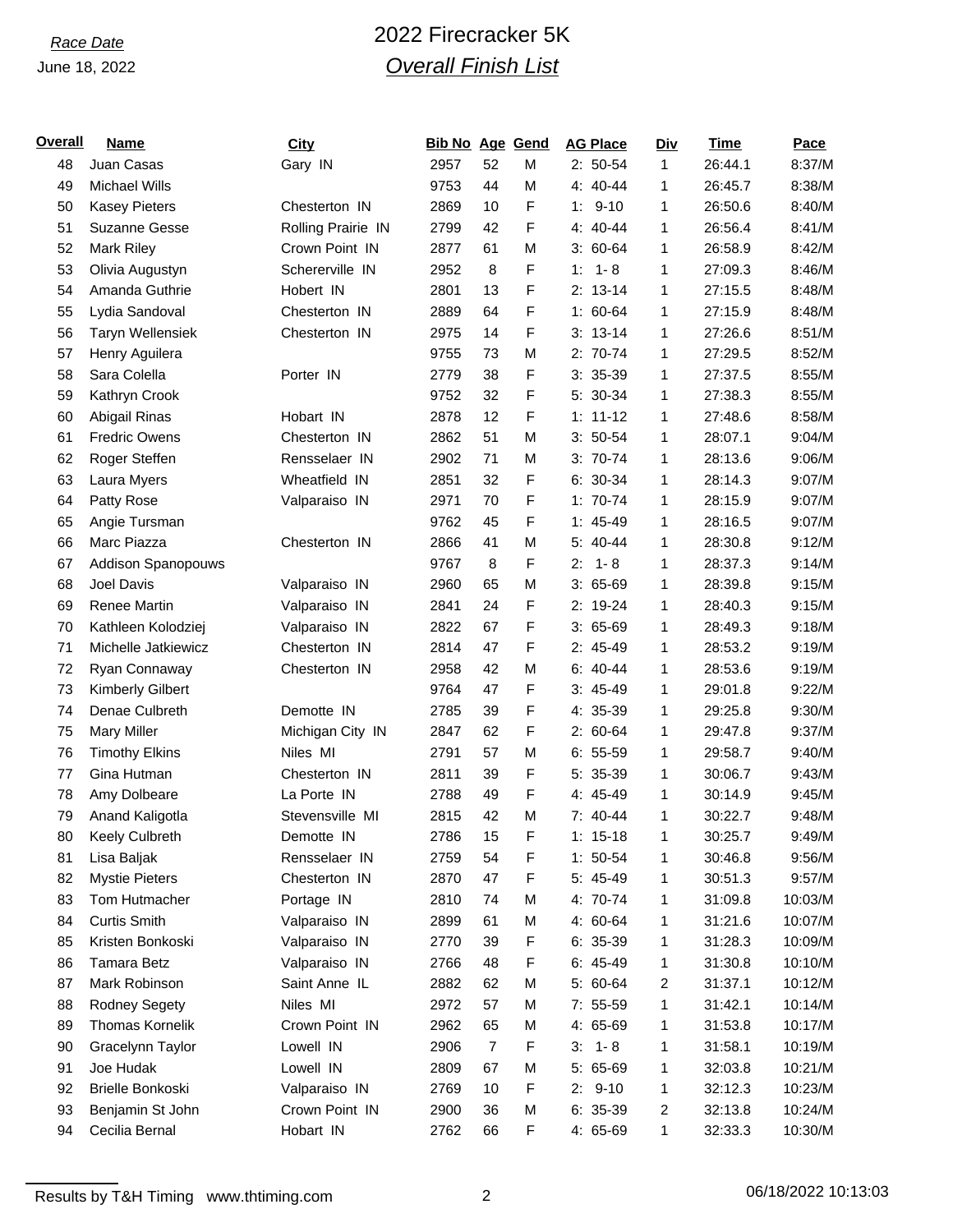*Race Date*

June 18, 2022

# 2022 Firecracker 5K

## *Overall Finish List*

| Overall | Name | City | Bib No | Age | Gend | AG Place | Div | Time | Pace |
|---|---|---|---|---|---|---|---|---|---|
| 48 | Juan Casas | Gary IN | 2957 | 52 | M | 2: 50-54 | 1 | 26:44.1 | 8:37/M |
| 49 | Michael Wills | | 9753 | 44 | M | 4: 40-44 | 1 | 26:45.7 | 8:38/M |
| 50 | Kasey Pieters | Chesterton IN | 2869 | 10 | F | 1: 9-10 | 1 | 26:50.6 | 8:40/M |
| 51 | Suzanne Gesse | Rolling Prairie IN | 2799 | 42 | F | 4: 40-44 | 1 | 26:56.4 | 8:41/M |
| 52 | Mark Riley | Crown Point IN | 2877 | 61 | M | 3: 60-64 | 1 | 26:58.9 | 8:42/M |
| 53 | Olivia Augustyn | Schererville IN | 2952 | 8 | F | 1: 1- 8 | 1 | 27:09.3 | 8:46/M |
| 54 | Amanda Guthrie | Hobert IN | 2801 | 13 | F | 2: 13-14 | 1 | 27:15.5 | 8:48/M |
| 55 | Lydia Sandoval | Chesterton IN | 2889 | 64 | F | 1: 60-64 | 1 | 27:15.9 | 8:48/M |
| 56 | Taryn Wellensiek | Chesterton IN | 2975 | 14 | F | 3: 13-14 | 1 | 27:26.6 | 8:51/M |
| 57 | Henry Aguilera | | 9755 | 73 | M | 2: 70-74 | 1 | 27:29.5 | 8:52/M |
| 58 | Sara Colella | Porter IN | 2779 | 38 | F | 3: 35-39 | 1 | 27:37.5 | 8:55/M |
| 59 | Kathryn Crook | | 9752 | 32 | F | 5: 30-34 | 1 | 27:38.3 | 8:55/M |
| 60 | Abigail Rinas | Hobart IN | 2878 | 12 | F | 1: 11-12 | 1 | 27:48.6 | 8:58/M |
| 61 | Fredric Owens | Chesterton IN | 2862 | 51 | M | 3: 50-54 | 1 | 28:07.1 | 9:04/M |
| 62 | Roger Steffen | Rensselaer IN | 2902 | 71 | M | 3: 70-74 | 1 | 28:13.6 | 9:06/M |
| 63 | Laura Myers | Wheatfield IN | 2851 | 32 | F | 6: 30-34 | 1 | 28:14.3 | 9:07/M |
| 64 | Patty Rose | Valparaiso IN | 2971 | 70 | F | 1: 70-74 | 1 | 28:15.9 | 9:07/M |
| 65 | Angie Tursman | | 9762 | 45 | F | 1: 45-49 | 1 | 28:16.5 | 9:07/M |
| 66 | Marc Piazza | Chesterton IN | 2866 | 41 | M | 5: 40-44 | 1 | 28:30.8 | 9:12/M |
| 67 | Addison Spanopouws | | 9767 | 8 | F | 2: 1- 8 | 1 | 28:37.3 | 9:14/M |
| 68 | Joel Davis | Valparaiso IN | 2960 | 65 | M | 3: 65-69 | 1 | 28:39.8 | 9:15/M |
| 69 | Renee Martin | Valparaiso IN | 2841 | 24 | F | 2: 19-24 | 1 | 28:40.3 | 9:15/M |
| 70 | Kathleen Kolodziej | Valparaiso IN | 2822 | 67 | F | 3: 65-69 | 1 | 28:49.3 | 9:18/M |
| 71 | Michelle Jatkiewicz | Chesterton IN | 2814 | 47 | F | 2: 45-49 | 1 | 28:53.2 | 9:19/M |
| 72 | Ryan Connaway | Chesterton IN | 2958 | 42 | M | 6: 40-44 | 1 | 28:53.6 | 9:19/M |
| 73 | Kimberly Gilbert | | 9764 | 47 | F | 3: 45-49 | 1 | 29:01.8 | 9:22/M |
| 74 | Denae Culbreth | Demotte IN | 2785 | 39 | F | 4: 35-39 | 1 | 29:25.8 | 9:30/M |
| 75 | Mary Miller | Michigan City IN | 2847 | 62 | F | 2: 60-64 | 1 | 29:47.8 | 9:37/M |
| 76 | Timothy Elkins | Niles MI | 2791 | 57 | M | 6: 55-59 | 1 | 29:58.7 | 9:40/M |
| 77 | Gina Hutman | Chesterton IN | 2811 | 39 | F | 5: 35-39 | 1 | 30:06.7 | 9:43/M |
| 78 | Amy Dolbeare | La Porte IN | 2788 | 49 | F | 4: 45-49 | 1 | 30:14.9 | 9:45/M |
| 79 | Anand Kaligotla | Stevensville MI | 2815 | 42 | M | 7: 40-44 | 1 | 30:22.7 | 9:48/M |
| 80 | Keely Culbreth | Demotte IN | 2786 | 15 | F | 1: 15-18 | 1 | 30:25.7 | 9:49/M |
| 81 | Lisa Baljak | Rensselaer IN | 2759 | 54 | F | 1: 50-54 | 1 | 30:46.8 | 9:56/M |
| 82 | Mystie Pieters | Chesterton IN | 2870 | 47 | F | 5: 45-49 | 1 | 30:51.3 | 9:57/M |
| 83 | Tom Hutmacher | Portage IN | 2810 | 74 | M | 4: 70-74 | 1 | 31:09.8 | 10:03/M |
| 84 | Curtis Smith | Valparaiso IN | 2899 | 61 | M | 4: 60-64 | 1 | 31:21.6 | 10:07/M |
| 85 | Kristen Bonkoski | Valparaiso IN | 2770 | 39 | F | 6: 35-39 | 1 | 31:28.3 | 10:09/M |
| 86 | Tamara Betz | Valparaiso IN | 2766 | 48 | F | 6: 45-49 | 1 | 31:30.8 | 10:10/M |
| 87 | Mark Robinson | Saint Anne IL | 2882 | 62 | M | 5: 60-64 | 2 | 31:37.1 | 10:12/M |
| 88 | Rodney Segety | Niles MI | 2972 | 57 | M | 7: 55-59 | 1 | 31:42.1 | 10:14/M |
| 89 | Thomas Kornelik | Crown Point IN | 2962 | 65 | M | 4: 65-69 | 1 | 31:53.8 | 10:17/M |
| 90 | Gracelynn Taylor | Lowell IN | 2906 | 7 | F | 3: 1- 8 | 1 | 31:58.1 | 10:19/M |
| 91 | Joe Hudak | Lowell IN | 2809 | 67 | M | 5: 65-69 | 1 | 32:03.8 | 10:21/M |
| 92 | Brielle Bonkoski | Valparaiso IN | 2769 | 10 | F | 2: 9-10 | 1 | 32:12.3 | 10:23/M |
| 93 | Benjamin St John | Crown Point IN | 2900 | 36 | M | 6: 35-39 | 2 | 32:13.8 | 10:24/M |
| 94 | Cecilia Bernal | Hobart IN | 2762 | 66 | F | 4: 65-69 | 1 | 32:33.3 | 10:30/M |

Results by T&H Timing www.thtiming.com 06/18/2022 10:13:03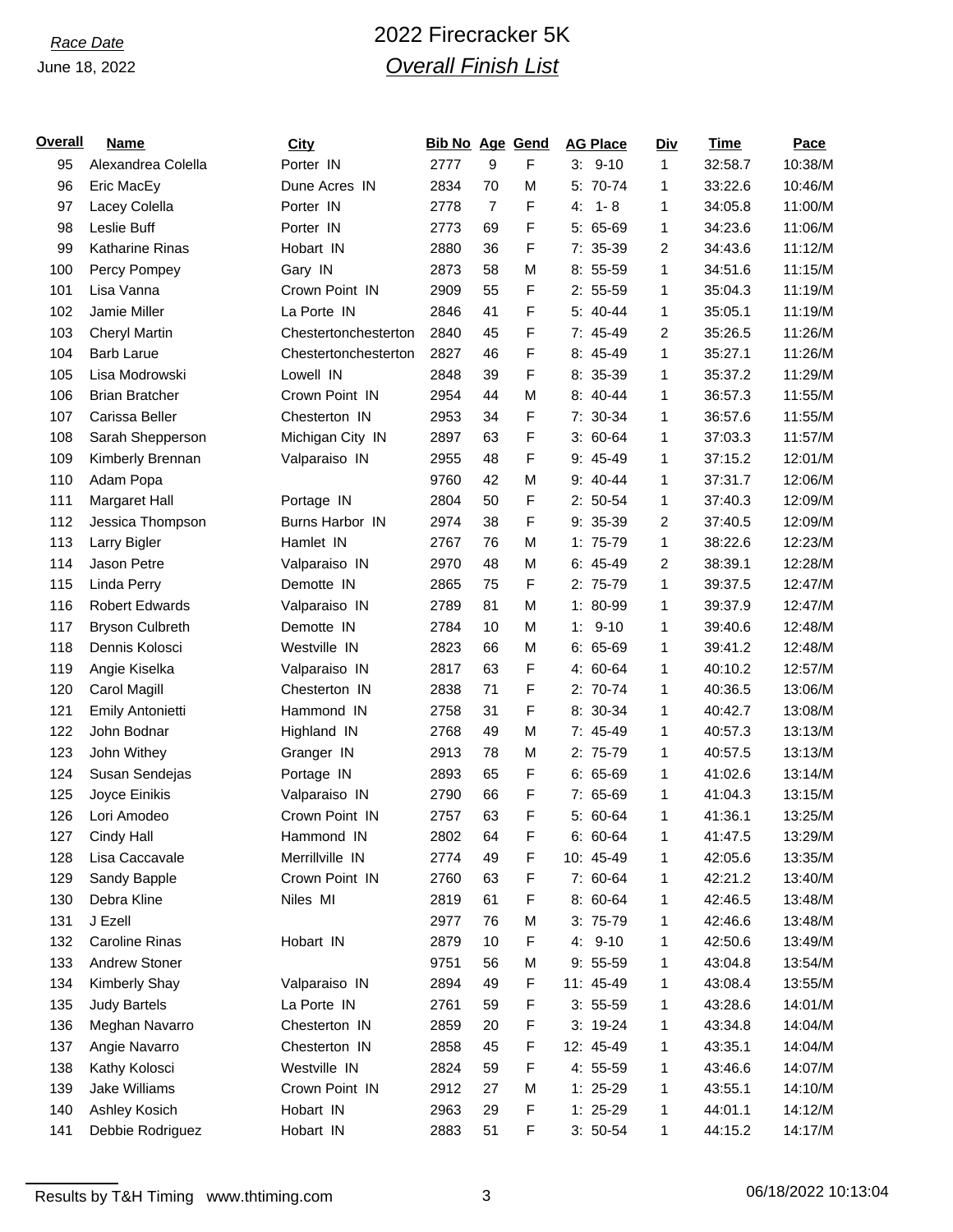*Race Date*

June 18, 2022

# 2022 Firecracker 5K

## *Overall Finish List*

| Overall | Name | City | Bib No | Age | Gend | AG Place | Div | Time | Pace |
|---|---|---|---|---|---|---|---|---|---|
| 95 | Alexandrea Colella | Porter IN | 2777 | 9 | F | 3: 9-10 | 1 | 32:58.7 | 10:38/M |
| 96 | Eric MacEy | Dune Acres IN | 2834 | 70 | M | 5: 70-74 | 1 | 33:22.6 | 10:46/M |
| 97 | Lacey Colella | Porter IN | 2778 | 7 | F | 4: 1- 8 | 1 | 34:05.8 | 11:00/M |
| 98 | Leslie Buff | Porter IN | 2773 | 69 | F | 5: 65-69 | 1 | 34:23.6 | 11:06/M |
| 99 | Katharine Rinas | Hobart IN | 2880 | 36 | F | 7: 35-39 | 2 | 34:43.6 | 11:12/M |
| 100 | Percy Pompey | Gary IN | 2873 | 58 | M | 8: 55-59 | 1 | 34:51.6 | 11:15/M |
| 101 | Lisa Vanna | Crown Point IN | 2909 | 55 | F | 2: 55-59 | 1 | 35:04.3 | 11:19/M |
| 102 | Jamie Miller | La Porte IN | 2846 | 41 | F | 5: 40-44 | 1 | 35:05.1 | 11:19/M |
| 103 | Cheryl Martin | Chestertonchesterton | 2840 | 45 | F | 7: 45-49 | 2 | 35:26.5 | 11:26/M |
| 104 | Barb Larue | Chestertonchesterton | 2827 | 46 | F | 8: 45-49 | 1 | 35:27.1 | 11:26/M |
| 105 | Lisa Modrowski | Lowell IN | 2848 | 39 | F | 8: 35-39 | 1 | 35:37.2 | 11:29/M |
| 106 | Brian Bratcher | Crown Point IN | 2954 | 44 | M | 8: 40-44 | 1 | 36:57.3 | 11:55/M |
| 107 | Carissa Beller | Chesterton IN | 2953 | 34 | F | 7: 30-34 | 1 | 36:57.6 | 11:55/M |
| 108 | Sarah Shepperson | Michigan City IN | 2897 | 63 | F | 3: 60-64 | 1 | 37:03.3 | 11:57/M |
| 109 | Kimberly Brennan | Valparaiso IN | 2955 | 48 | F | 9: 45-49 | 1 | 37:15.2 | 12:01/M |
| 110 | Adam Popa | | 9760 | 42 | M | 9: 40-44 | 1 | 37:31.7 | 12:06/M |
| 111 | Margaret Hall | Portage IN | 2804 | 50 | F | 2: 50-54 | 1 | 37:40.3 | 12:09/M |
| 112 | Jessica Thompson | Burns Harbor IN | 2974 | 38 | F | 9: 35-39 | 2 | 37:40.5 | 12:09/M |
| 113 | Larry Bigler | Hamlet IN | 2767 | 76 | M | 1: 75-79 | 1 | 38:22.6 | 12:23/M |
| 114 | Jason Petre | Valparaiso IN | 2970 | 48 | M | 6: 45-49 | 2 | 38:39.1 | 12:28/M |
| 115 | Linda Perry | Demotte IN | 2865 | 75 | F | 2: 75-79 | 1 | 39:37.5 | 12:47/M |
| 116 | Robert Edwards | Valparaiso IN | 2789 | 81 | M | 1: 80-99 | 1 | 39:37.9 | 12:47/M |
| 117 | Bryson Culbreth | Demotte IN | 2784 | 10 | M | 1: 9-10 | 1 | 39:40.6 | 12:48/M |
| 118 | Dennis Kolosci | Westville IN | 2823 | 66 | M | 6: 65-69 | 1 | 39:41.2 | 12:48/M |
| 119 | Angie Kiselka | Valparaiso IN | 2817 | 63 | F | 4: 60-64 | 1 | 40:10.2 | 12:57/M |
| 120 | Carol Magill | Chesterton IN | 2838 | 71 | F | 2: 70-74 | 1 | 40:36.5 | 13:06/M |
| 121 | Emily Antonietti | Hammond IN | 2758 | 31 | F | 8: 30-34 | 1 | 40:42.7 | 13:08/M |
| 122 | John Bodnar | Highland IN | 2768 | 49 | M | 7: 45-49 | 1 | 40:57.3 | 13:13/M |
| 123 | John Withey | Granger IN | 2913 | 78 | M | 2: 75-79 | 1 | 40:57.5 | 13:13/M |
| 124 | Susan Sendejas | Portage IN | 2893 | 65 | F | 6: 65-69 | 1 | 41:02.6 | 13:14/M |
| 125 | Joyce Einikis | Valparaiso IN | 2790 | 66 | F | 7: 65-69 | 1 | 41:04.3 | 13:15/M |
| 126 | Lori Amodeo | Crown Point IN | 2757 | 63 | F | 5: 60-64 | 1 | 41:36.1 | 13:25/M |
| 127 | Cindy Hall | Hammond IN | 2802 | 64 | F | 6: 60-64 | 1 | 41:47.5 | 13:29/M |
| 128 | Lisa Caccavale | Merrillville IN | 2774 | 49 | F | 10: 45-49 | 1 | 42:05.6 | 13:35/M |
| 129 | Sandy Bapple | Crown Point IN | 2760 | 63 | F | 7: 60-64 | 1 | 42:21.2 | 13:40/M |
| 130 | Debra Kline | Niles MI | 2819 | 61 | F | 8: 60-64 | 1 | 42:46.5 | 13:48/M |
| 131 | J Ezell | | 2977 | 76 | M | 3: 75-79 | 1 | 42:46.6 | 13:48/M |
| 132 | Caroline Rinas | Hobart IN | 2879 | 10 | F | 4: 9-10 | 1 | 42:50.6 | 13:49/M |
| 133 | Andrew Stoner | | 9751 | 56 | M | 9: 55-59 | 1 | 43:04.8 | 13:54/M |
| 134 | Kimberly Shay | Valparaiso IN | 2894 | 49 | F | 11: 45-49 | 1 | 43:08.4 | 13:55/M |
| 135 | Judy Bartels | La Porte IN | 2761 | 59 | F | 3: 55-59 | 1 | 43:28.6 | 14:01/M |
| 136 | Meghan Navarro | Chesterton IN | 2859 | 20 | F | 3: 19-24 | 1 | 43:34.8 | 14:04/M |
| 137 | Angie Navarro | Chesterton IN | 2858 | 45 | F | 12: 45-49 | 1 | 43:35.1 | 14:04/M |
| 138 | Kathy Kolosci | Westville IN | 2824 | 59 | F | 4: 55-59 | 1 | 43:46.6 | 14:07/M |
| 139 | Jake Williams | Crown Point IN | 2912 | 27 | M | 1: 25-29 | 1 | 43:55.1 | 14:10/M |
| 140 | Ashley Kosich | Hobart IN | 2963 | 29 | F | 1: 25-29 | 1 | 44:01.1 | 14:12/M |
| 141 | Debbie Rodriguez | Hobart IN | 2883 | 51 | F | 3: 50-54 | 1 | 44:15.2 | 14:17/M |

Results by T&H Timing www.thtiming.com 06/18/2022 10:13:04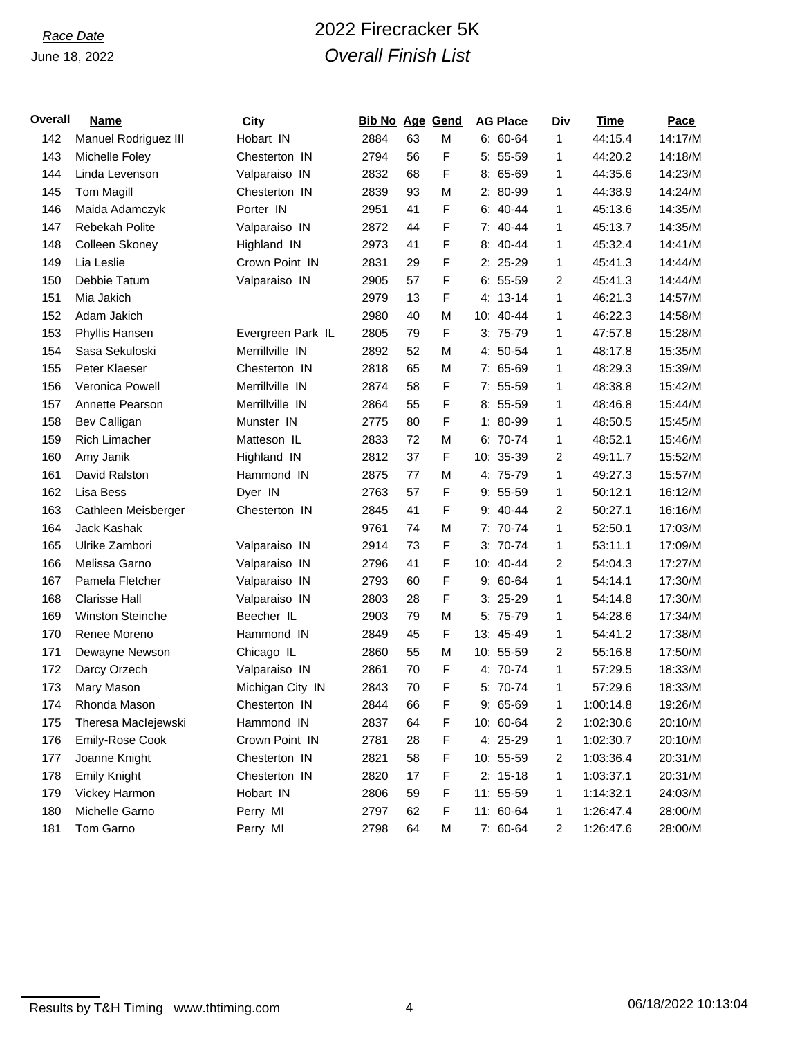*Race Date*

June 18, 2022

# 2022 Firecracker 5K

## *Overall Finish List*

| Overall | Name | City | Bib No | Age | Gend | AG Place | Div | Time | Pace |
|---|---|---|---|---|---|---|---|---|---|
| 142 | Manuel Rodriguez III | Hobart IN | 2884 | 63 | M | 6: 60-64 | 1 | 44:15.4 | 14:17/M |
| 143 | Michelle Foley | Chesterton IN | 2794 | 56 | F | 5: 55-59 | 1 | 44:20.2 | 14:18/M |
| 144 | Linda Levenson | Valparaiso IN | 2832 | 68 | F | 8: 65-69 | 1 | 44:35.6 | 14:23/M |
| 145 | Tom Magill | Chesterton IN | 2839 | 93 | M | 2: 80-99 | 1 | 44:38.9 | 14:24/M |
| 146 | Maida Adamczyk | Porter IN | 2951 | 41 | F | 6: 40-44 | 1 | 45:13.6 | 14:35/M |
| 147 | Rebekah Polite | Valparaiso IN | 2872 | 44 | F | 7: 40-44 | 1 | 45:13.7 | 14:35/M |
| 148 | Colleen Skoney | Highland IN | 2973 | 41 | F | 8: 40-44 | 1 | 45:32.4 | 14:41/M |
| 149 | Lia Leslie | Crown Point IN | 2831 | 29 | F | 2: 25-29 | 1 | 45:41.3 | 14:44/M |
| 150 | Debbie Tatum | Valparaiso IN | 2905 | 57 | F | 6: 55-59 | 2 | 45:41.3 | 14:44/M |
| 151 | Mia Jakich | | 2979 | 13 | F | 4: 13-14 | 1 | 46:21.3 | 14:57/M |
| 152 | Adam Jakich | | 2980 | 40 | M | 10: 40-44 | 1 | 46:22.3 | 14:58/M |
| 153 | Phyllis Hansen | Evergreen Park IL | 2805 | 79 | F | 3: 75-79 | 1 | 47:57.8 | 15:28/M |
| 154 | Sasa Sekuloski | Merrillville IN | 2892 | 52 | M | 4: 50-54 | 1 | 48:17.8 | 15:35/M |
| 155 | Peter Klaeser | Chesterton IN | 2818 | 65 | M | 7: 65-69 | 1 | 48:29.3 | 15:39/M |
| 156 | Veronica Powell | Merrillville IN | 2874 | 58 | F | 7: 55-59 | 1 | 48:38.8 | 15:42/M |
| 157 | Annette Pearson | Merrillville IN | 2864 | 55 | F | 8: 55-59 | 1 | 48:46.8 | 15:44/M |
| 158 | Bev Calligan | Munster IN | 2775 | 80 | F | 1: 80-99 | 1 | 48:50.5 | 15:45/M |
| 159 | Rich Limacher | Matteson IL | 2833 | 72 | M | 6: 70-74 | 1 | 48:52.1 | 15:46/M |
| 160 | Amy Janik | Highland IN | 2812 | 37 | F | 10: 35-39 | 2 | 49:11.7 | 15:52/M |
| 161 | David Ralston | Hammond IN | 2875 | 77 | M | 4: 75-79 | 1 | 49:27.3 | 15:57/M |
| 162 | Lisa Bess | Dyer IN | 2763 | 57 | F | 9: 55-59 | 1 | 50:12.1 | 16:12/M |
| 163 | Cathleen Meisberger | Chesterton IN | 2845 | 41 | F | 9: 40-44 | 2 | 50:27.1 | 16:16/M |
| 164 | Jack Kashak | | 9761 | 74 | M | 7: 70-74 | 1 | 52:50.1 | 17:03/M |
| 165 | Ulrike Zambori | Valparaiso IN | 2914 | 73 | F | 3: 70-74 | 1 | 53:11.1 | 17:09/M |
| 166 | Melissa Garno | Valparaiso IN | 2796 | 41 | F | 10: 40-44 | 2 | 54:04.3 | 17:27/M |
| 167 | Pamela Fletcher | Valparaiso IN | 2793 | 60 | F | 9: 60-64 | 1 | 54:14.1 | 17:30/M |
| 168 | Clarisse Hall | Valparaiso IN | 2803 | 28 | F | 3: 25-29 | 1 | 54:14.8 | 17:30/M |
| 169 | Winston Steinche | Beecher IL | 2903 | 79 | M | 5: 75-79 | 1 | 54:28.6 | 17:34/M |
| 170 | Renee Moreno | Hammond IN | 2849 | 45 | F | 13: 45-49 | 1 | 54:41.2 | 17:38/M |
| 171 | Dewayne Newson | Chicago IL | 2860 | 55 | M | 10: 55-59 | 2 | 55:16.8 | 17:50/M |
| 172 | Darcy Orzech | Valparaiso IN | 2861 | 70 | F | 4: 70-74 | 1 | 57:29.5 | 18:33/M |
| 173 | Mary Mason | Michigan City IN | 2843 | 70 | F | 5: 70-74 | 1 | 57:29.6 | 18:33/M |
| 174 | Rhonda Mason | Chesterton IN | 2844 | 66 | F | 9: 65-69 | 1 | 1:00:14.8 | 19:26/M |
| 175 | Theresa Maclejewski | Hammond IN | 2837 | 64 | F | 10: 60-64 | 2 | 1:02:30.6 | 20:10/M |
| 176 | Emily-Rose Cook | Crown Point IN | 2781 | 28 | F | 4: 25-29 | 1 | 1:02:30.7 | 20:10/M |
| 177 | Joanne Knight | Chesterton IN | 2821 | 58 | F | 10: 55-59 | 2 | 1:03:36.4 | 20:31/M |
| 178 | Emily Knight | Chesterton IN | 2820 | 17 | F | 2: 15-18 | 1 | 1:03:37.1 | 20:31/M |
| 179 | Vickey Harmon | Hobart IN | 2806 | 59 | F | 11: 55-59 | 1 | 1:14:32.1 | 24:03/M |
| 180 | Michelle Garno | Perry MI | 2797 | 62 | F | 11: 60-64 | 1 | 1:26:47.4 | 28:00/M |
| 181 | Tom Garno | Perry MI | 2798 | 64 | M | 7: 60-64 | 2 | 1:26:47.6 | 28:00/M |

Results by T&H Timing www.thtiming.com 06/18/2022 10:13:04